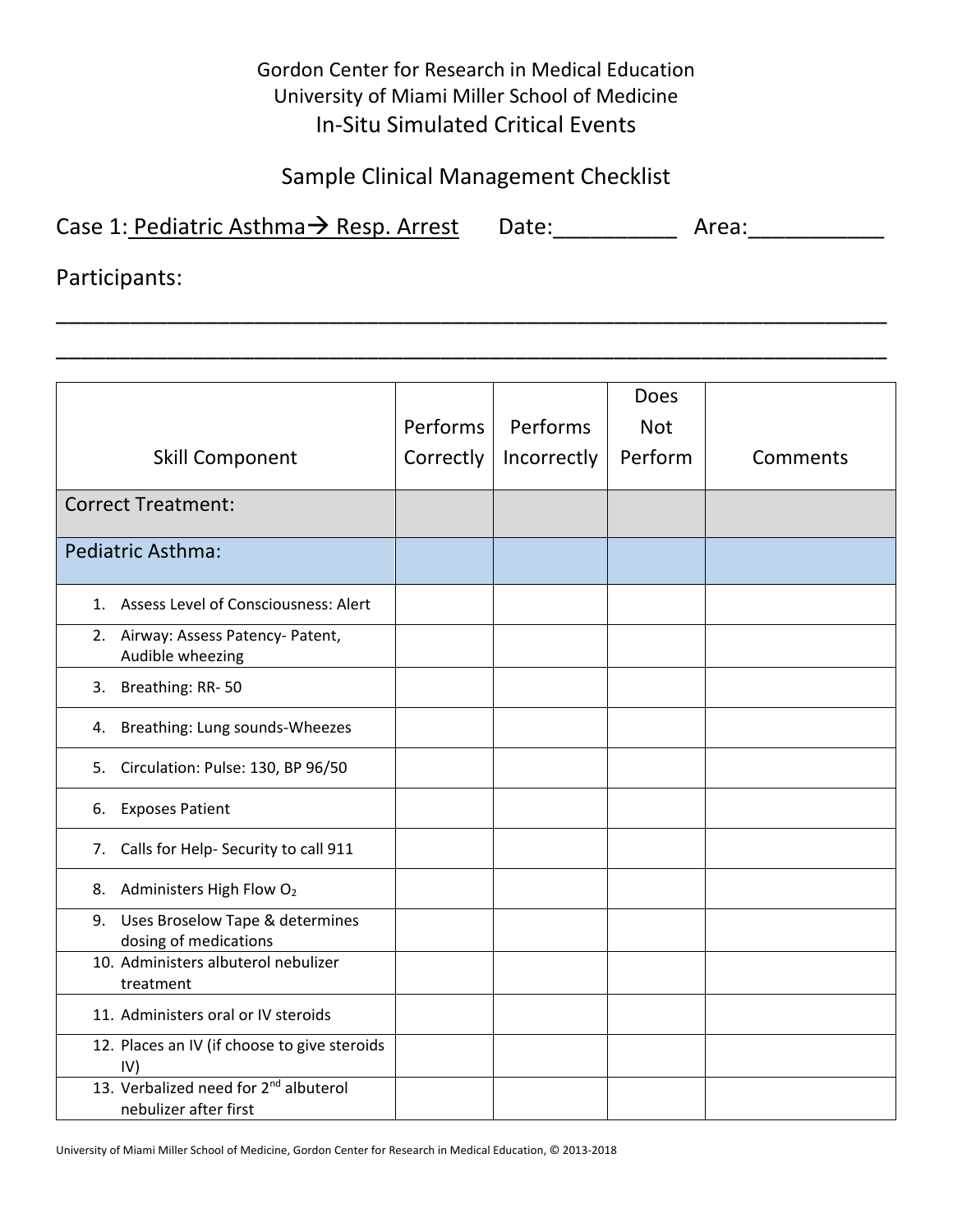Gordon Center for Research in Medical Education
University of Miami Miller School of Medicine

# In-Situ Simulated Critical Events

## Sample Clinical Management Checklist

Case 1: Pediatric Asthma→ Resp. Arrest Date:__________ Area:___________

Participants:

______________________________________________________________________

______________________________________________________________________

| Skill Component | Performs Correctly | Performs Incorrectly | Does Not Perform | Comments |
|---|---|---|---|---|
| Correct Treatment: | | | | |
| Pediatric Asthma: | | | | |
| 1. Assess Level of Consciousness: Alert | | | | |
| 2. Airway: Assess Patency- Patent, Audible wheezing | | | | |
| 3. Breathing: RR- 50 | | | | |
| 4. Breathing: Lung sounds-Wheezes | | | | |
| 5. Circulation: Pulse: 130, BP 96/50 | | | | |
| 6. Exposes Patient | | | | |
| 7. Calls for Help- Security to call 911 | | | | |
| 8. Administers High Flow $O_2$ | | | | |
| 9. Uses Broselow Tape & determines dosing of medications | | | | |
| 10. Administers albuterol nebulizer treatment | | | | |
| 11. Administers oral or IV steroids | | | | |
| 12. Places an IV (if choose to give steroids IV) | | | | |
| 13. Verbalized need for 2nd albuterol nebulizer after first | | | | |

University of Miami Miller School of Medicine, Gordon Center for Research in Medical Education, © 2013-2018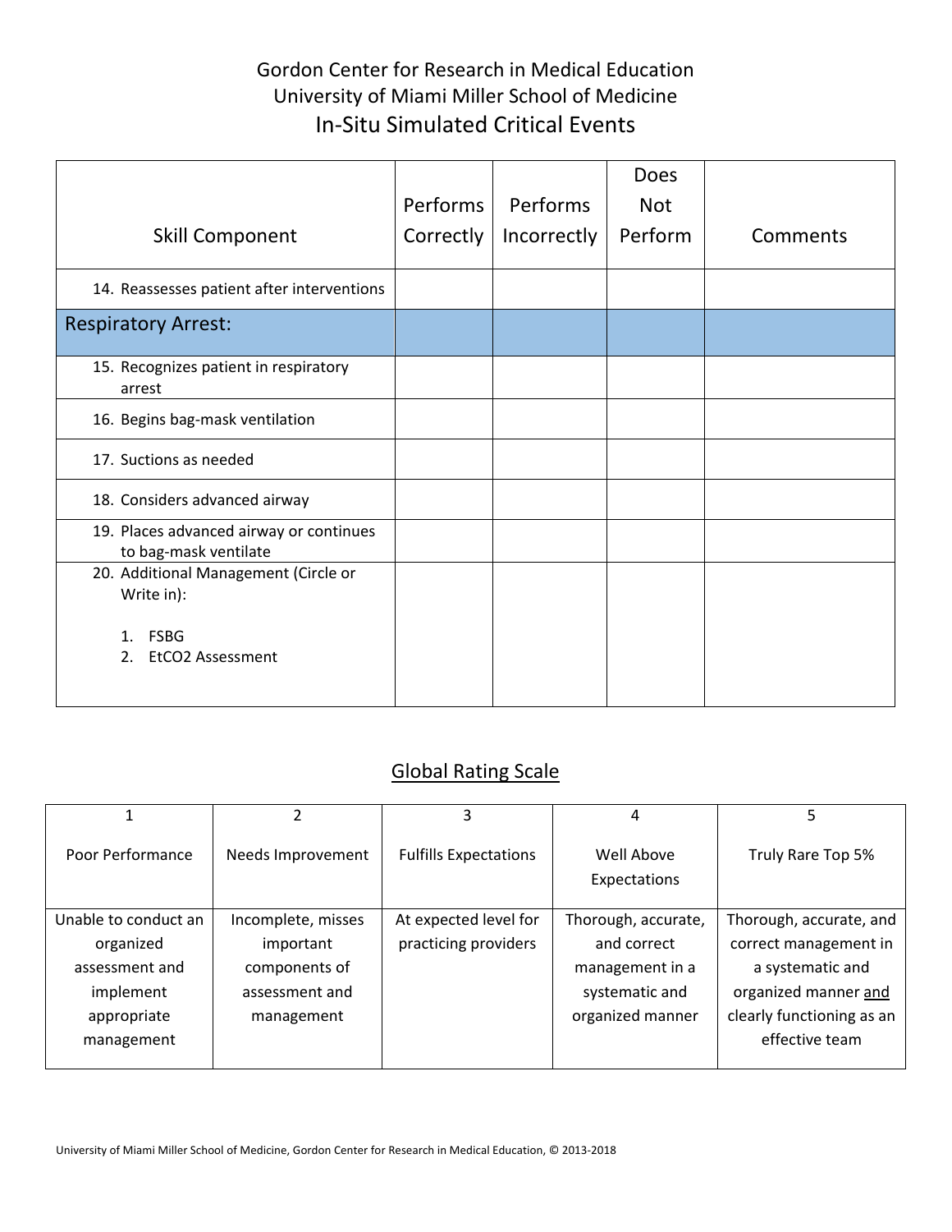# Gordon Center for Research in Medical Education
# University of Miami Miller School of Medicine
# In-Situ Simulated Critical Events

| Skill Component | Performs Correctly | Performs Incorrectly | Does Not Perform | Comments |
|---|---|---|---|---|
| 14. Reassesses patient after interventions | | | | |
| **Respiratory Arrest:** | | | | |
| 15. Recognizes patient in respiratory arrest | | | | |
| 16. Begins bag-mask ventilation | | | | |
| 17. Suctions as needed | | | | |
| 18. Considers advanced airway | | | | |
| 19. Places advanced airway or continues to bag-mask ventilate | | | | |
| 20. Additional Management (Circle or Write in): 1. FSBG 2. EtCO2 Assessment | | | | |

## Global Rating Scale

| 1 | 2 | 3 | 4 | 5 |
|---|---|---|---|---|
| Poor Performance | Needs Improvement | Fulfills Expectations | Well Above Expectations | Truly Rare Top 5% |
| Unable to conduct an organized assessment and implement appropriate management | Incomplete, misses important components of assessment and management | At expected level for practicing providers | Thorough, accurate, and correct management in a systematic and organized manner | Thorough, accurate, and correct management in a systematic and organized manner <u>and</u> clearly functioning as an effective team |

University of Miami Miller School of Medicine, Gordon Center for Research in Medical Education, © 2013-2018